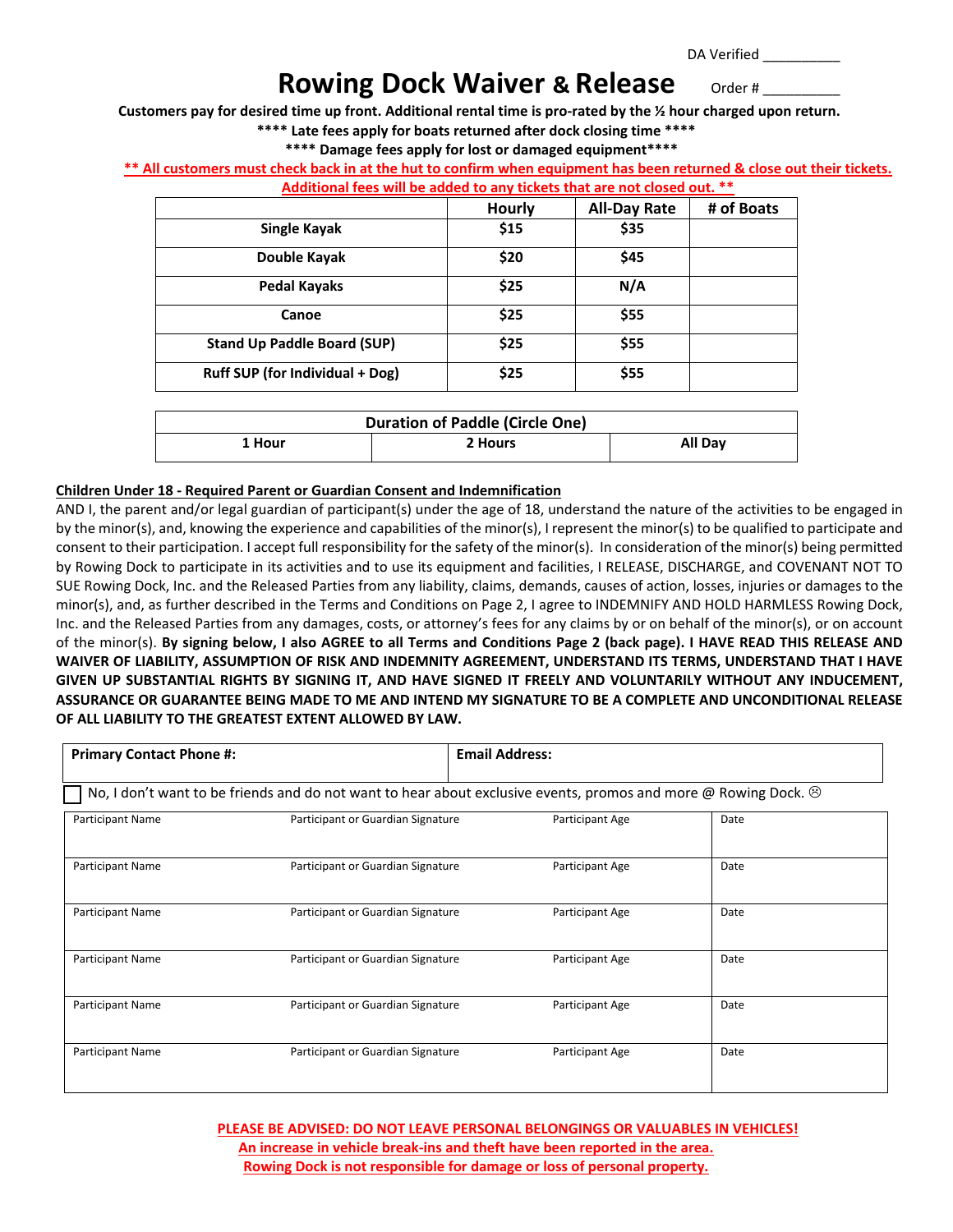DA Verified __________

# Rowing Dock Waiver & Release

Order # __________

**Customers pay for desired time up front. Additional rental time is pro-rated by the ½ hour charged upon return.**

**\*\*\*\* Late fees apply for boats returned after dock closing time \*\*\*\***

**\*\*\*\* Damage fees apply for lost or damaged equipment\*\*\*\***

**\*\* All customers must check back in at the hut to confirm when equipment has been returned & close out their tickets. Additional fees will be added to any tickets that are not closed out. \*\***

| | Hourly | All-Day Rate | # of Boats |
|---|---|---|---|
| Single Kayak | $15 | $35 | |
| Double Kayak | $20 | $45 | |
| Pedal Kayaks | $25 | N/A | |
| Canoe | $25 | $55 | |
| Stand Up Paddle Board (SUP) | $25 | $55 | |
| Ruff SUP (for Individual + Dog) | $25 | $55 | |

| Duration of Paddle (Circle One) | | |
|---|---|---|
| 1 Hour | 2 Hours | All Day |

**Children Under 18 - Required Parent or Guardian Consent and Indemnification**

AND I, the parent and/or legal guardian of participant(s) under the age of 18, understand the nature of the activities to be engaged in by the minor(s), and, knowing the experience and capabilities of the minor(s), I represent the minor(s) to be qualified to participate and consent to their participation. I accept full responsibility for the safety of the minor(s). In consideration of the minor(s) being permitted by Rowing Dock to participate in its activities and to use its equipment and facilities, I RELEASE, DISCHARGE, and COVENANT NOT TO SUE Rowing Dock, Inc. and the Released Parties from any liability, claims, demands, causes of action, losses, injuries or damages to the minor(s), and, as further described in the Terms and Conditions on Page 2, I agree to INDEMNIFY AND HOLD HARMLESS Rowing Dock, Inc. and the Released Parties from any damages, costs, or attorney's fees for any claims by or on behalf of the minor(s), or on account of the minor(s). **By signing below, I also AGREE to all Terms and Conditions Page 2 (back page). I HAVE READ THIS RELEASE AND WAIVER OF LIABILITY, ASSUMPTION OF RISK AND INDEMNITY AGREEMENT, UNDERSTAND ITS TERMS, UNDERSTAND THAT I HAVE GIVEN UP SUBSTANTIAL RIGHTS BY SIGNING IT, AND HAVE SIGNED IT FREELY AND VOLUNTARILY WITHOUT ANY INDUCEMENT, ASSURANCE OR GUARANTEE BEING MADE TO ME AND INTEND MY SIGNATURE TO BE A COMPLETE AND UNCONDITIONAL RELEASE OF ALL LIABILITY TO THE GREATEST EXTENT ALLOWED BY LAW.**

| Primary Contact Phone #: | Email Address: |
|---|---|
| | |

☐ No, I don't want to be friends and do not want to hear about exclusive events, promos and more @ Rowing Dock. ☹

| Participant Name | Participant or Guardian Signature | Participant Age | Date |
|---|---|---|---|
| Participant Name | Participant or Guardian Signature | Participant Age | Date |
| Participant Name | Participant or Guardian Signature | Participant Age | Date |
| Participant Name | Participant or Guardian Signature | Participant Age | Date |
| Participant Name | Participant or Guardian Signature | Participant Age | Date |
| Participant Name | Participant or Guardian Signature | Participant Age | Date |

**PLEASE BE ADVISED: DO NOT LEAVE PERSONAL BELONGINGS OR VALUABLES IN VEHICLES!**

**An increase in vehicle break-ins and theft have been reported in the area.**

**Rowing Dock is not responsible for damage or loss of personal property.**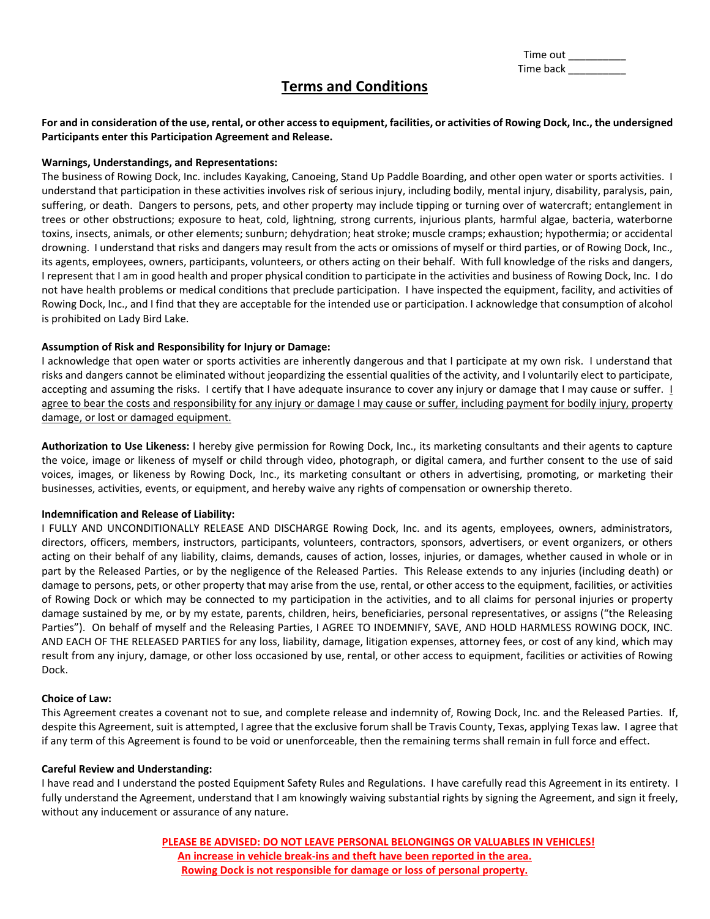Time out __________
Time back __________

# Terms and Conditions

**For and in consideration of the use, rental, or other access to equipment, facilities, or activities of Rowing Dock, Inc., the undersigned Participants enter this Participation Agreement and Release.**

**Warnings, Understandings, and Representations:**
The business of Rowing Dock, Inc. includes Kayaking, Canoeing, Stand Up Paddle Boarding, and other open water or sports activities. I understand that participation in these activities involves risk of serious injury, including bodily, mental injury, disability, paralysis, pain, suffering, or death. Dangers to persons, pets, and other property may include tipping or turning over of watercraft; entanglement in trees or other obstructions; exposure to heat, cold, lightning, strong currents, injurious plants, harmful algae, bacteria, waterborne toxins, insects, animals, or other elements; sunburn; dehydration; heat stroke; muscle cramps; exhaustion; hypothermia; or accidental drowning. I understand that risks and dangers may result from the acts or omissions of myself or third parties, or of Rowing Dock, Inc., its agents, employees, owners, participants, volunteers, or others acting on their behalf. With full knowledge of the risks and dangers, I represent that I am in good health and proper physical condition to participate in the activities and business of Rowing Dock, Inc. I do not have health problems or medical conditions that preclude participation. I have inspected the equipment, facility, and activities of Rowing Dock, Inc., and I find that they are acceptable for the intended use or participation. I acknowledge that consumption of alcohol is prohibited on Lady Bird Lake.

**Assumption of Risk and Responsibility for Injury or Damage:**
I acknowledge that open water or sports activities are inherently dangerous and that I participate at my own risk. I understand that risks and dangers cannot be eliminated without jeopardizing the essential qualities of the activity, and I voluntarily elect to participate, accepting and assuming the risks. I certify that I have adequate insurance to cover any injury or damage that I may cause or suffer. I agree to bear the costs and responsibility for any injury or damage I may cause or suffer, including payment for bodily injury, property damage, or lost or damaged equipment.

**Authorization to Use Likeness:** I hereby give permission for Rowing Dock, Inc., its marketing consultants and their agents to capture the voice, image or likeness of myself or child through video, photograph, or digital camera, and further consent to the use of said voices, images, or likeness by Rowing Dock, Inc., its marketing consultant or others in advertising, promoting, or marketing their businesses, activities, events, or equipment, and hereby waive any rights of compensation or ownership thereto.

**Indemnification and Release of Liability:**
I FULLY AND UNCONDITIONALLY RELEASE AND DISCHARGE Rowing Dock, Inc. and its agents, employees, owners, administrators, directors, officers, members, instructors, participants, volunteers, contractors, sponsors, advertisers, or event organizers, or others acting on their behalf of any liability, claims, demands, causes of action, losses, injuries, or damages, whether caused in whole or in part by the Released Parties, or by the negligence of the Released Parties. This Release extends to any injuries (including death) or damage to persons, pets, or other property that may arise from the use, rental, or other access to the equipment, facilities, or activities of Rowing Dock or which may be connected to my participation in the activities, and to all claims for personal injuries or property damage sustained by me, or by my estate, parents, children, heirs, beneficiaries, personal representatives, or assigns ("the Releasing Parties"). On behalf of myself and the Releasing Parties, I AGREE TO INDEMNIFY, SAVE, AND HOLD HARMLESS ROWING DOCK, INC. AND EACH OF THE RELEASED PARTIES for any loss, liability, damage, litigation expenses, attorney fees, or cost of any kind, which may result from any injury, damage, or other loss occasioned by use, rental, or other access to equipment, facilities or activities of Rowing Dock.

**Choice of Law:**
This Agreement creates a covenant not to sue, and complete release and indemnity of, Rowing Dock, Inc. and the Released Parties. If, despite this Agreement, suit is attempted, I agree that the exclusive forum shall be Travis County, Texas, applying Texas law. I agree that if any term of this Agreement is found to be void or unenforceable, then the remaining terms shall remain in full force and effect.

**Careful Review and Understanding:**
I have read and I understand the posted Equipment Safety Rules and Regulations. I have carefully read this Agreement in its entirety. I fully understand the Agreement, understand that I am knowingly waiving substantial rights by signing the Agreement, and sign it freely, without any inducement or assurance of any nature.

**PLEASE BE ADVISED: DO NOT LEAVE PERSONAL BELONGINGS OR VALUABLES IN VEHICLES!**
**An increase in vehicle break-ins and theft have been reported in the area.**
**Rowing Dock is not responsible for damage or loss of personal property.**